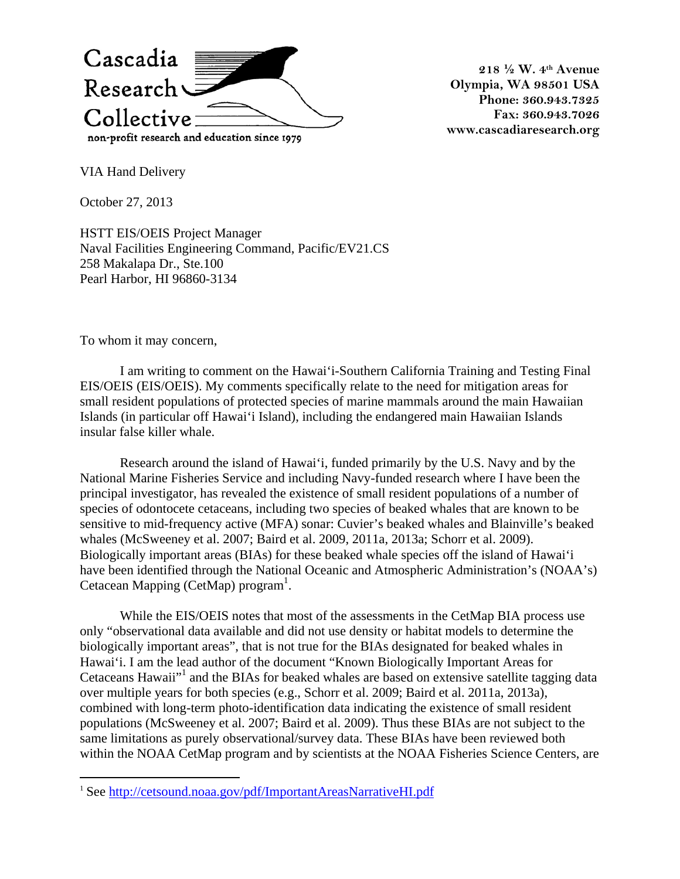Cascadia Research Collective

non-profit research and education since 1979

218 ½ W. 4th Avenue
Olympia, WA 98501 USA
Phone: 360.943.7325
Fax: 360.943.7026
www.cascadiaresearch.org

VIA Hand Delivery

October 27, 2013

HSTT EIS/OEIS Project Manager
Naval Facilities Engineering Command, Pacific/EV21.CS
258 Makalapa Dr., Ste.100
Pearl Harbor, HI 96860-3134

To whom it may concern,

I am writing to comment on the Hawaiʻi-Southern California Training and Testing Final EIS/OEIS (EIS/OEIS). My comments specifically relate to the need for mitigation areas for small resident populations of protected species of marine mammals around the main Hawaiian Islands (in particular off Hawaiʻi Island), including the endangered main Hawaiian Islands insular false killer whale.

Research around the island of Hawaiʻi, funded primarily by the U.S. Navy and by the National Marine Fisheries Service and including Navy-funded research where I have been the principal investigator, has revealed the existence of small resident populations of a number of species of odontocete cetaceans, including two species of beaked whales that are known to be sensitive to mid-frequency active (MFA) sonar: Cuvier's beaked whales and Blainville's beaked whales (McSweeney et al. 2007; Baird et al. 2009, 2011a, 2013a; Schorr et al. 2009). Biologically important areas (BIAs) for these beaked whale species off the island of Hawaiʻi have been identified through the National Oceanic and Atmospheric Administration's (NOAA's) Cetacean Mapping (CetMap) program[1].

While the EIS/OEIS notes that most of the assessments in the CetMap BIA process use only "observational data available and did not use density or habitat models to determine the biologically important areas", that is not true for the BIAs designated for beaked whales in Hawaiʻi. I am the lead author of the document "Known Biologically Important Areas for Cetaceans Hawaii"[1] and the BIAs for beaked whales are based on extensive satellite tagging data over multiple years for both species (e.g., Schorr et al. 2009; Baird et al. 2011a, 2013a), combined with long-term photo-identification data indicating the existence of small resident populations (McSweeney et al. 2007; Baird et al. 2009). Thus these BIAs are not subject to the same limitations as purely observational/survey data. These BIAs have been reviewed both within the NOAA CetMap program and by scientists at the NOAA Fisheries Science Centers, are

[1] See http://cetsound.noaa.gov/pdf/ImportantAreasNarrativeHI.pdf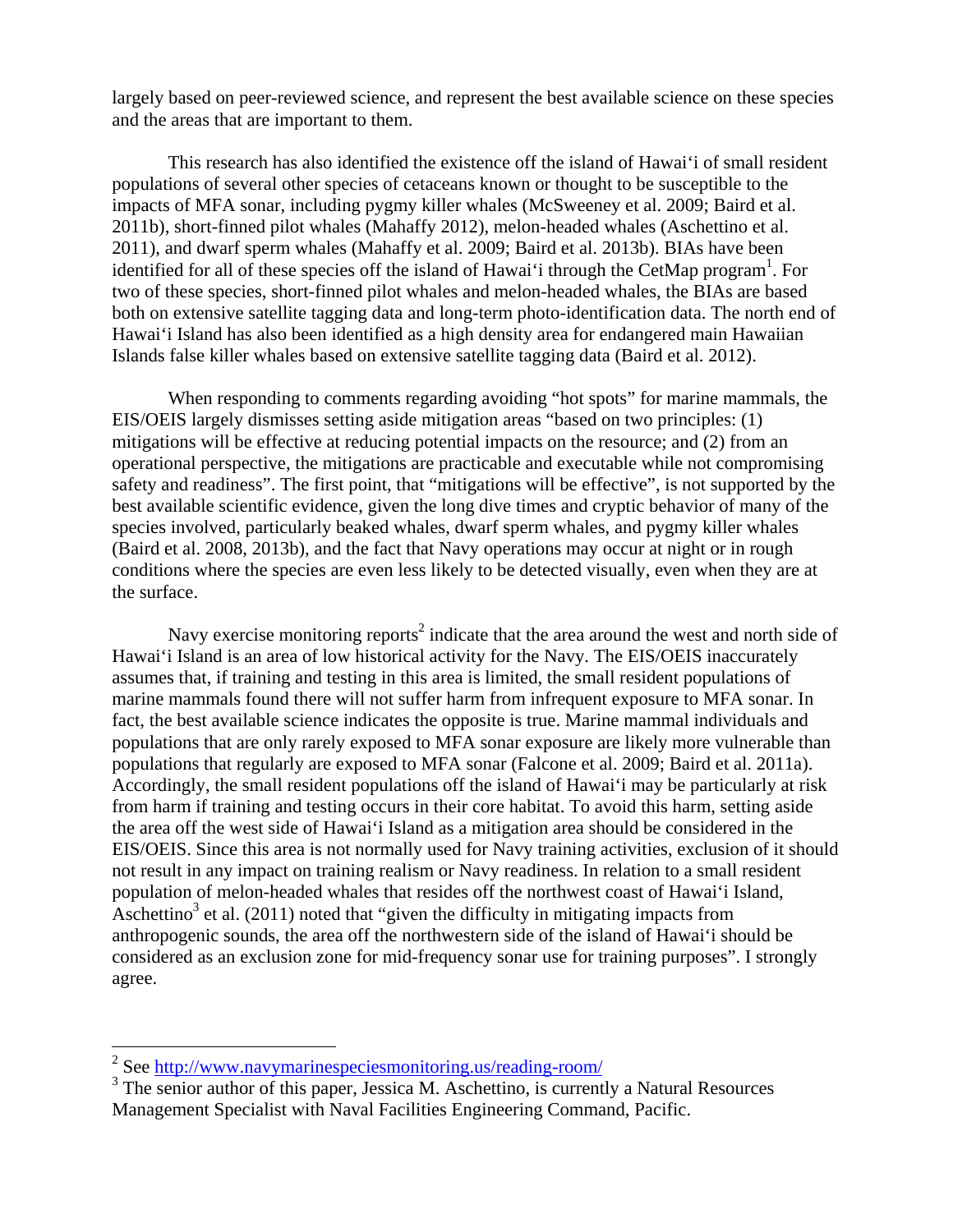largely based on peer-reviewed science, and represent the best available science on these species and the areas that are important to them.

This research has also identified the existence off the island of Hawai‘i of small resident populations of several other species of cetaceans known or thought to be susceptible to the impacts of MFA sonar, including pygmy killer whales (McSweeney et al. 2009; Baird et al. 2011b), short-finned pilot whales (Mahaffy 2012), melon-headed whales (Aschettino et al. 2011), and dwarf sperm whales (Mahaffy et al. 2009; Baird et al. 2013b). BIAs have been identified for all of these species off the island of Hawai‘i through the CetMap program[1]. For two of these species, short-finned pilot whales and melon-headed whales, the BIAs are based both on extensive satellite tagging data and long-term photo-identification data. The north end of Hawai‘i Island has also been identified as a high density area for endangered main Hawaiian Islands false killer whales based on extensive satellite tagging data (Baird et al. 2012).

When responding to comments regarding avoiding "hot spots" for marine mammals, the EIS/OEIS largely dismisses setting aside mitigation areas "based on two principles: (1) mitigations will be effective at reducing potential impacts on the resource; and (2) from an operational perspective, the mitigations are practicable and executable while not compromising safety and readiness". The first point, that "mitigations will be effective", is not supported by the best available scientific evidence, given the long dive times and cryptic behavior of many of the species involved, particularly beaked whales, dwarf sperm whales, and pygmy killer whales (Baird et al. 2008, 2013b), and the fact that Navy operations may occur at night or in rough conditions where the species are even less likely to be detected visually, even when they are at the surface.

Navy exercise monitoring reports[2] indicate that the area around the west and north side of Hawai‘i Island is an area of low historical activity for the Navy. The EIS/OEIS inaccurately assumes that, if training and testing in this area is limited, the small resident populations of marine mammals found there will not suffer harm from infrequent exposure to MFA sonar. In fact, the best available science indicates the opposite is true. Marine mammal individuals and populations that are only rarely exposed to MFA sonar exposure are likely more vulnerable than populations that regularly are exposed to MFA sonar (Falcone et al. 2009; Baird et al. 2011a). Accordingly, the small resident populations off the island of Hawai‘i may be particularly at risk from harm if training and testing occurs in their core habitat. To avoid this harm, setting aside the area off the west side of Hawai‘i Island as a mitigation area should be considered in the EIS/OEIS. Since this area is not normally used for Navy training activities, exclusion of it should not result in any impact on training realism or Navy readiness. In relation to a small resident population of melon-headed whales that resides off the northwest coast of Hawai‘i Island, Aschettino[3] et al. (2011) noted that "given the difficulty in mitigating impacts from anthropogenic sounds, the area off the northwestern side of the island of Hawai‘i should be considered as an exclusion zone for mid-frequency sonar use for training purposes". I strongly agree.

---

[2] See http://www.navymarinespeciesmonitoring.us/reading-room/

[3] The senior author of this paper, Jessica M. Aschettino, is currently a Natural Resources Management Specialist with Naval Facilities Engineering Command, Pacific.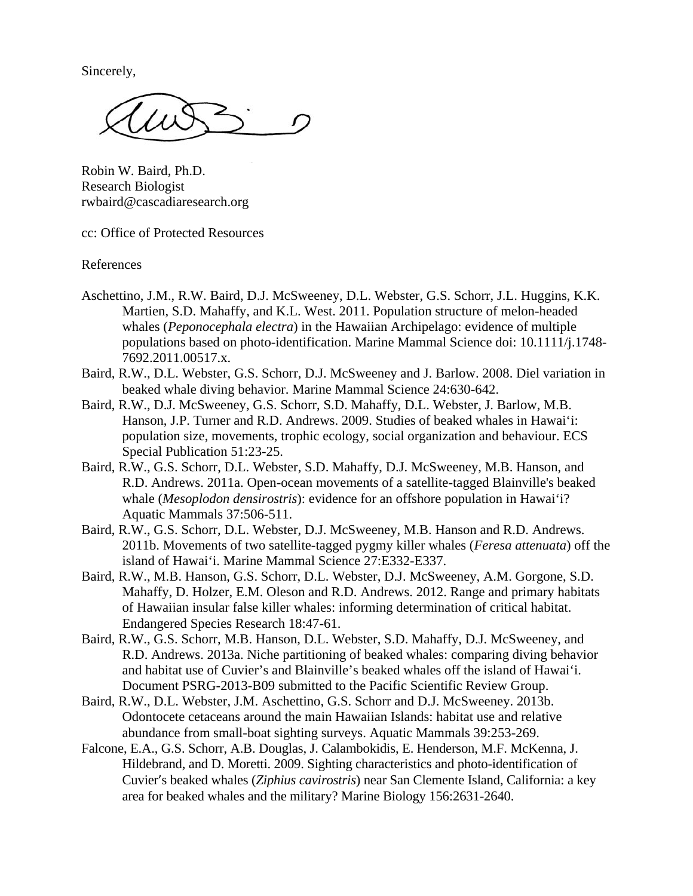Sincerely,

Robin W. Baird, Ph.D.
Research Biologist
rwbaird@cascadiaresearch.org

cc: Office of Protected Resources

References

Aschettino, J.M., R.W. Baird, D.J. McSweeney, D.L. Webster, G.S. Schorr, J.L. Huggins, K.K. Martien, S.D. Mahaffy, and K.L. West. 2011. Population structure of melon-headed whales (*Peponocephala electra*) in the Hawaiian Archipelago: evidence of multiple populations based on photo-identification. Marine Mammal Science doi: 10.1111/j.1748-7692.2011.00517.x.

Baird, R.W., D.L. Webster, G.S. Schorr, D.J. McSweeney and J. Barlow. 2008. Diel variation in beaked whale diving behavior. Marine Mammal Science 24:630-642.

Baird, R.W., D.J. McSweeney, G.S. Schorr, S.D. Mahaffy, D.L. Webster, J. Barlow, M.B. Hanson, J.P. Turner and R.D. Andrews. 2009. Studies of beaked whales in Hawai‘i: population size, movements, trophic ecology, social organization and behaviour. ECS Special Publication 51:23-25.

Baird, R.W., G.S. Schorr, D.L. Webster, S.D. Mahaffy, D.J. McSweeney, M.B. Hanson, and R.D. Andrews. 2011a. Open-ocean movements of a satellite-tagged Blainville's beaked whale (*Mesoplodon densirostris*): evidence for an offshore population in Hawai‘i? Aquatic Mammals 37:506-511.

Baird, R.W., G.S. Schorr, D.L. Webster, D.J. McSweeney, M.B. Hanson and R.D. Andrews. 2011b. Movements of two satellite-tagged pygmy killer whales (*Feresa attenuata*) off the island of Hawai‘i. Marine Mammal Science 27:E332-E337.

Baird, R.W., M.B. Hanson, G.S. Schorr, D.L. Webster, D.J. McSweeney, A.M. Gorgone, S.D. Mahaffy, D. Holzer, E.M. Oleson and R.D. Andrews. 2012. Range and primary habitats of Hawaiian insular false killer whales: informing determination of critical habitat. Endangered Species Research 18:47-61.

Baird, R.W., G.S. Schorr, M.B. Hanson, D.L. Webster, S.D. Mahaffy, D.J. McSweeney, and R.D. Andrews. 2013a. Niche partitioning of beaked whales: comparing diving behavior and habitat use of Cuvier’s and Blainville’s beaked whales off the island of Hawai‘i. Document PSRG-2013-B09 submitted to the Pacific Scientific Review Group.

Baird, R.W., D.L. Webster, J.M. Aschettino, G.S. Schorr and D.J. McSweeney. 2013b. Odontocete cetaceans around the main Hawaiian Islands: habitat use and relative abundance from small-boat sighting surveys. Aquatic Mammals 39:253-269.

Falcone, E.A., G.S. Schorr, A.B. Douglas, J. Calambokidis, E. Henderson, M.F. McKenna, J. Hildebrand, and D. Moretti. 2009. Sighting characteristics and photo-identification of Cuvier′s beaked whales (*Ziphius cavirostris*) near San Clemente Island, California: a key area for beaked whales and the military? Marine Biology 156:2631-2640.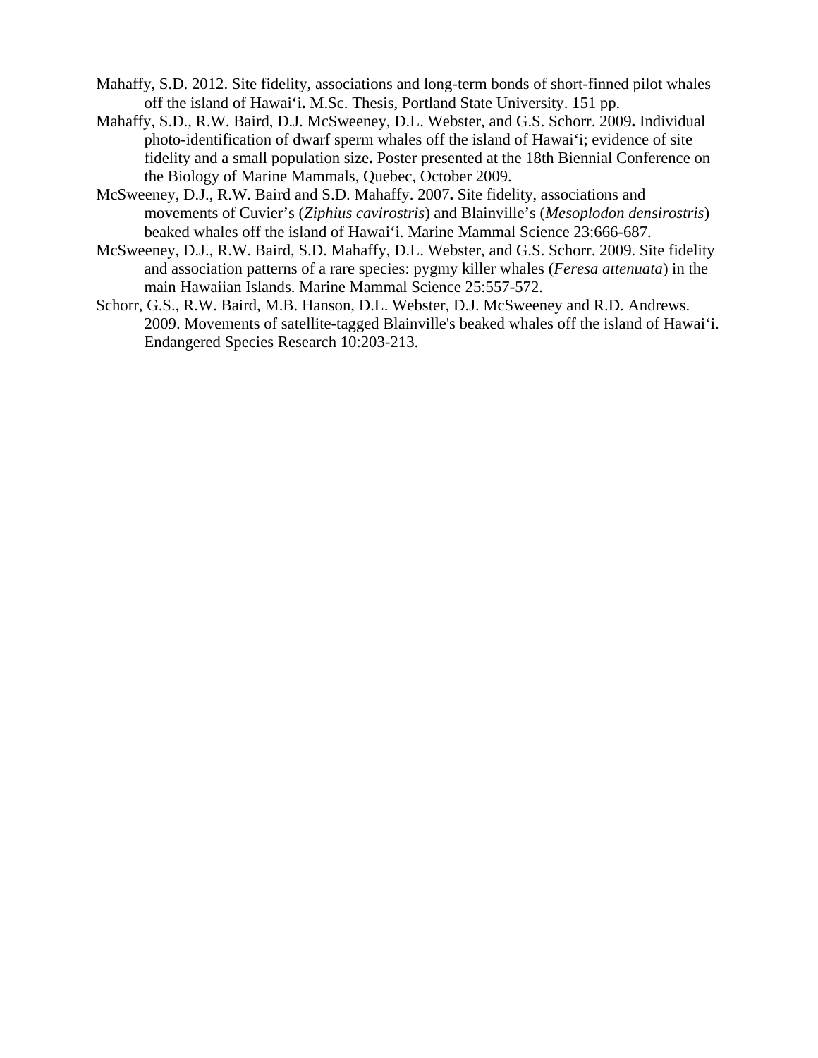Mahaffy, S.D. 2012. Site fidelity, associations and long-term bonds of short-finned pilot whales off the island of Hawai‘i**.** M.Sc. Thesis, Portland State University. 151 pp.

Mahaffy, S.D., R.W. Baird, D.J. McSweeney, D.L. Webster, and G.S. Schorr. 2009**.** Individual photo-identification of dwarf sperm whales off the island of Hawai‘i; evidence of site fidelity and a small population size**.** Poster presented at the 18th Biennial Conference on the Biology of Marine Mammals, Quebec, October 2009.

McSweeney, D.J., R.W. Baird and S.D. Mahaffy. 2007**.** Site fidelity, associations and movements of Cuvier's (*Ziphius cavirostris*) and Blainville's (*Mesoplodon densirostris*) beaked whales off the island of Hawai‘i. Marine Mammal Science 23:666-687.

McSweeney, D.J., R.W. Baird, S.D. Mahaffy, D.L. Webster, and G.S. Schorr. 2009. Site fidelity and association patterns of a rare species: pygmy killer whales (*Feresa attenuata*) in the main Hawaiian Islands. Marine Mammal Science 25:557-572.

Schorr, G.S., R.W. Baird, M.B. Hanson, D.L. Webster, D.J. McSweeney and R.D. Andrews. 2009. Movements of satellite-tagged Blainville's beaked whales off the island of Hawai‘i. Endangered Species Research 10:203-213.